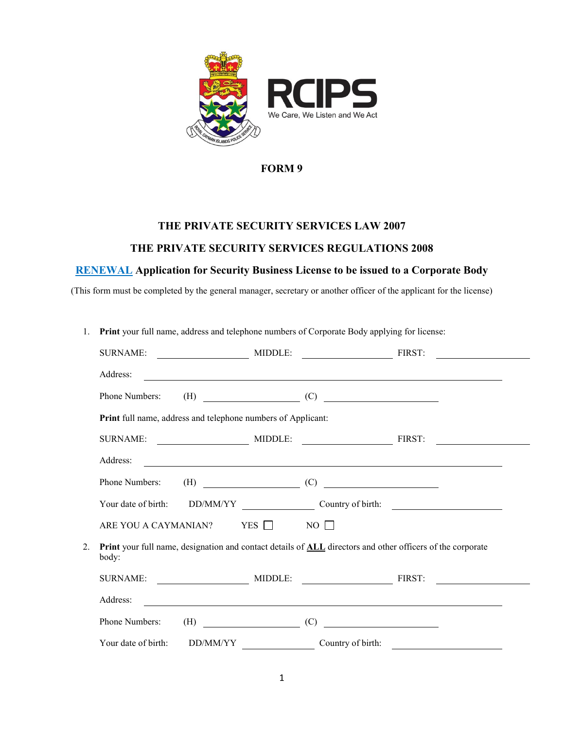RCIPS

We Care, We Listen and We Act

# FORM 9

## THE PRIVATE SECURITY SERVICES LAW 2007

## THE PRIVATE SECURITY SERVICES REGULATIONS 2008

## RENEWAL Application for Security Business License to be issued to a Corporate Body

(This form must be completed by the general manager, secretary or another officer of the applicant for the license)

1. **Print** your full name, address and telephone numbers of Corporate Body applying for license:

   SURNAME: ____________ MIDDLE: ____________ FIRST: ____________

   Address: ______________________________________________

   Phone Numbers: (H) ____________ (C) ____________

   **Print** full name, address and telephone numbers of Applicant:

   SURNAME: ____________ MIDDLE: ____________ FIRST: ____________

   Address: ______________________________________________

   Phone Numbers: (H) ____________ (C) ____________

   Your date of birth: DD/MM/YY ____________ Country of birth: ____________

   ARE YOU A CAYMANIAN? YES ☐ NO ☐

2. **Print** your full name, designation and contact details of **ALL** directors and other officers of the corporate body:

   SURNAME: ____________ MIDDLE: ____________ FIRST: ____________

   Address: ______________________________________________

   Phone Numbers: (H) ____________ (C) ____________

   Your date of birth: DD/MM/YY ____________ Country of birth: ____________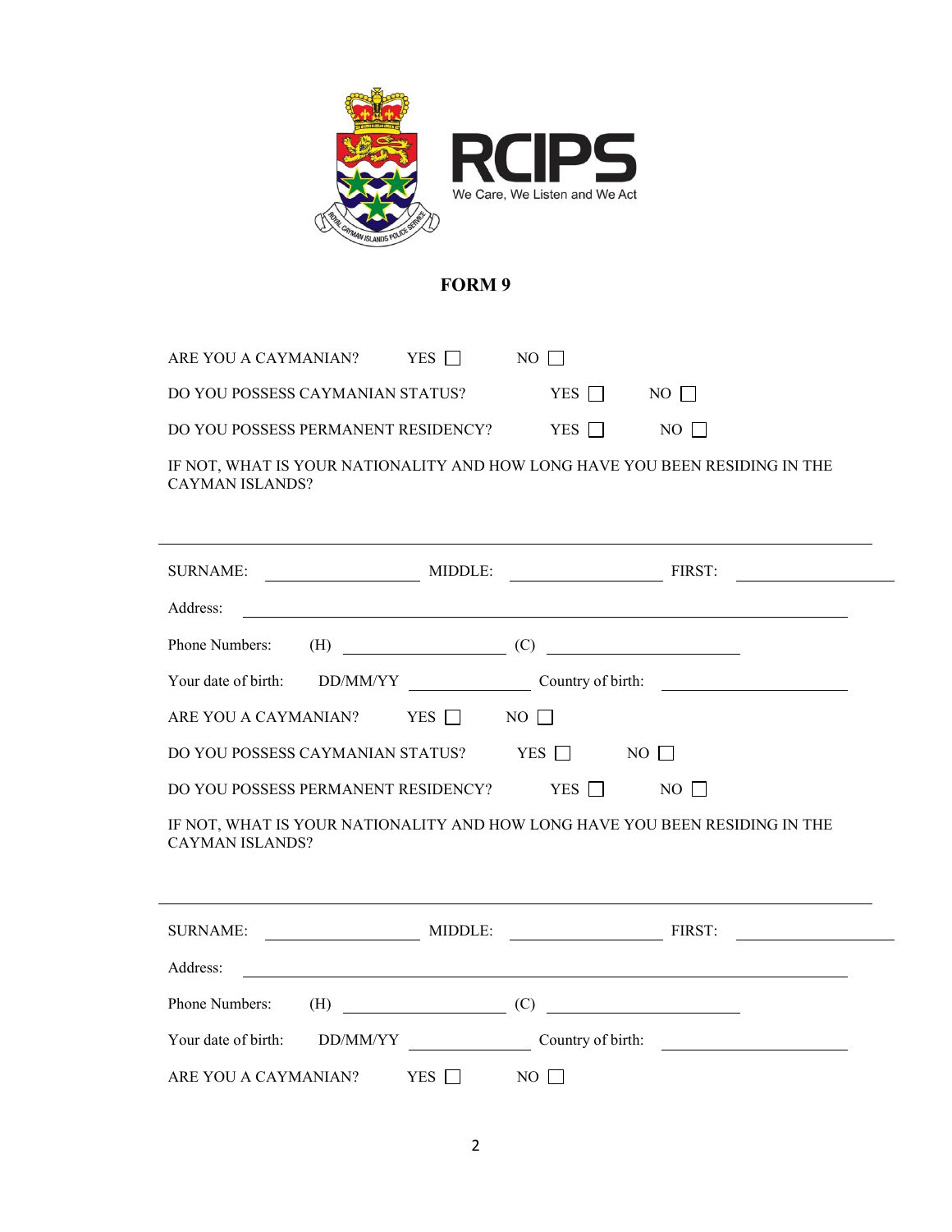RCIPS

We Care, We Listen and We Act

# FORM 9

ARE YOU A CAYMANIAN? YES ☐ NO ☐

DO YOU POSSESS CAYMANIAN STATUS? YES ☐ NO ☐

DO YOU POSSESS PERMANENT RESIDENCY? YES ☐ NO ☐

IF NOT, WHAT IS YOUR NATIONALITY AND HOW LONG HAVE YOU BEEN RESIDING IN THE CAYMAN ISLANDS?

---

SURNAME: ____________ MIDDLE: ____________ FIRST: ____________

Address: ________________________________________________

Phone Numbers: (H) ____________ (C) ____________

Your date of birth: DD/MM/YY ____________ Country of birth: ____________

ARE YOU A CAYMANIAN? YES ☐ NO ☐

DO YOU POSSESS CAYMANIAN STATUS? YES ☐ NO ☐

DO YOU POSSESS PERMANENT RESIDENCY? YES ☐ NO ☐

IF NOT, WHAT IS YOUR NATIONALITY AND HOW LONG HAVE YOU BEEN RESIDING IN THE CAYMAN ISLANDS?

---

SURNAME: ____________ MIDDLE: ____________ FIRST: ____________

Address: ________________________________________________

Phone Numbers: (H) ____________ (C) ____________

Your date of birth: DD/MM/YY ____________ Country of birth: ____________

ARE YOU A CAYMANIAN? YES ☐ NO ☐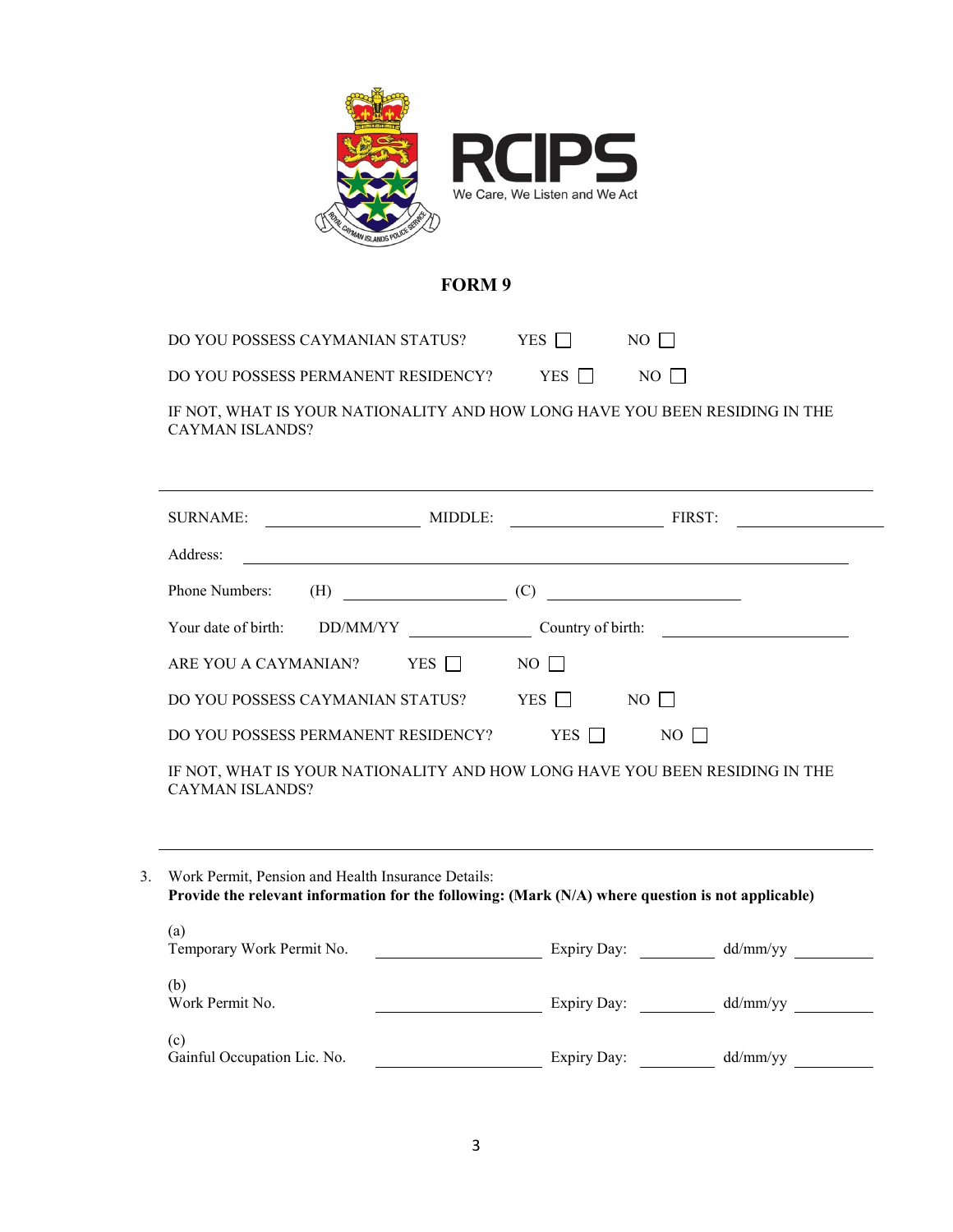RCIPS

We Care, We Listen and We Act

# FORM 9

DO YOU POSSESS CAYMANIAN STATUS? YES ☐ NO ☐

DO YOU POSSESS PERMANENT RESIDENCY? YES ☐ NO ☐

IF NOT, WHAT IS YOUR NATIONALITY AND HOW LONG HAVE YOU BEEN RESIDING IN THE CAYMAN ISLANDS?

______________________________________________________________________________

SURNAME: ________________ MIDDLE: ________________ FIRST: ________________

Address: ______________________________________________________________________

Phone Numbers: (H) ________________ (C) ____________________

Your date of birth: DD/MM/YY ______________ Country of birth: ____________________

ARE YOU A CAYMANIAN? YES ☐ NO ☐

DO YOU POSSESS CAYMANIAN STATUS? YES ☐ NO ☐

DO YOU POSSESS PERMANENT RESIDENCY? YES ☐ NO ☐

IF NOT, WHAT IS YOUR NATIONALITY AND HOW LONG HAVE YOU BEEN RESIDING IN THE CAYMAN ISLANDS?

______________________________________________________________________________

3. Work Permit, Pension and Health Insurance Details:
   **Provide the relevant information for the following: (Mark (N/A) where question is not applicable)**

   (a)
   Temporary Work Permit No. ________________ Expiry Day: ________ dd/mm/yy ________

   (b)
   Work Permit No. ________________ Expiry Day: ________ dd/mm/yy ________

   (c)
   Gainful Occupation Lic. No. ________________ Expiry Day: ________ dd/mm/yy ________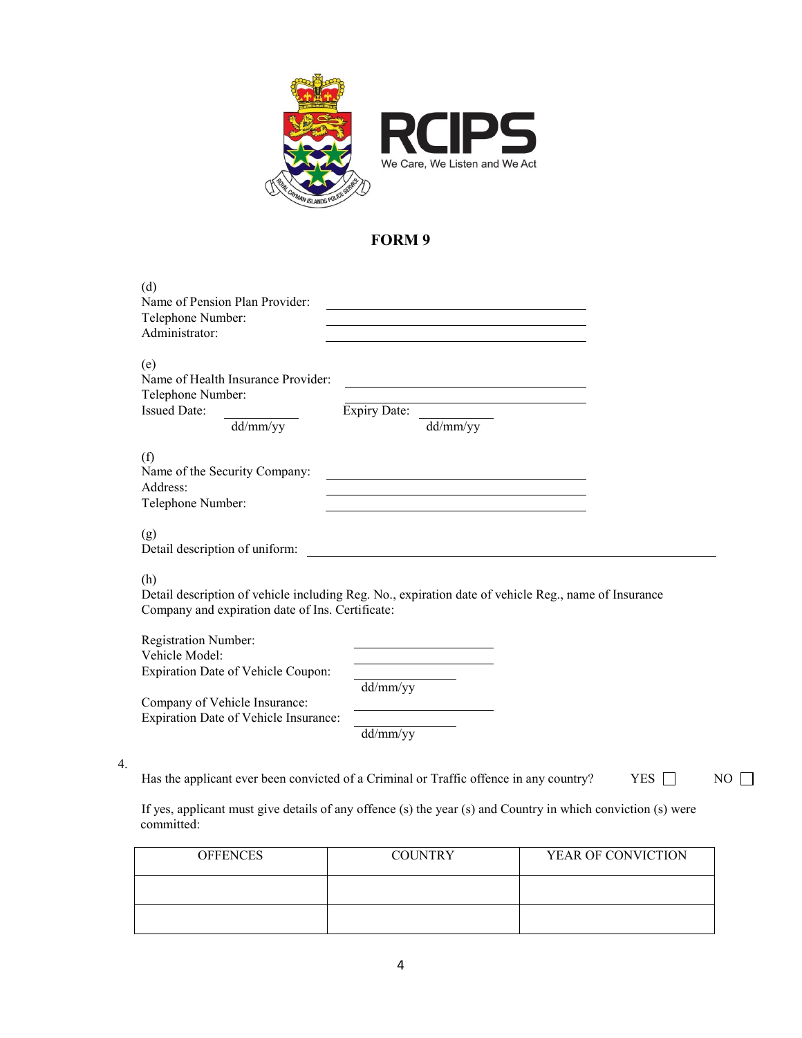RCIPS
We Care, We Listen and We Act

# FORM 9

(d)
Name of Pension Plan Provider: ______________________
Telephone Number: ______________________
Administrator: ______________________

(e)
Name of Health Insurance Provider: ______________________
Telephone Number: ______________________
Issued Date: __________ (dd/mm/yy) Expiry Date: __________ (dd/mm/yy)

(f)
Name of the Security Company: ______________________
Address: ______________________
Telephone Number: ______________________

(g)
Detail description of uniform: ______________________

(h)
Detail description of vehicle including Reg. No., expiration date of vehicle Reg., name of Insurance Company and expiration date of Ins. Certificate:

Registration Number: ______________________
Vehicle Model: ______________________
Expiration Date of Vehicle Coupon: __________ (dd/mm/yy)
Company of Vehicle Insurance: ______________________
Expiration Date of Vehicle Insurance: __________ (dd/mm/yy)

4. Has the applicant ever been convicted of a Criminal or Traffic offence in any country? YES ☐ NO ☐

If yes, applicant must give details of any offence (s) the year (s) and Country in which conviction (s) were committed:

| OFFENCES | COUNTRY | YEAR OF CONVICTION |
|---|---|---|
| | | |
| | | |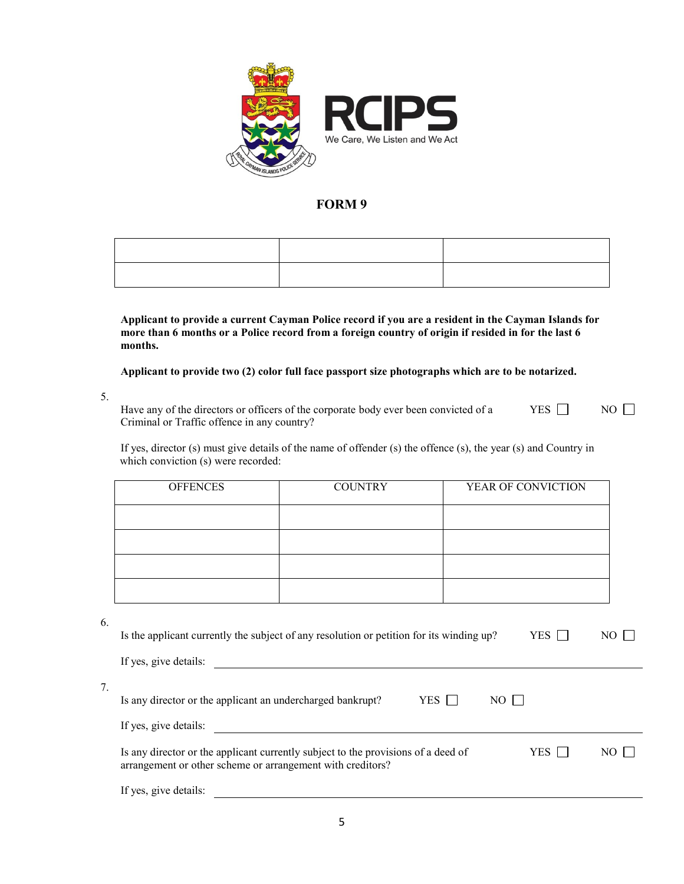RCIPS

We Care, We Listen and We Act

# FORM 9

| | | |
|---|---|---|
| | | |

**Applicant to provide a current Cayman Police record if you are a resident in the Cayman Islands for more than 6 months or a Police record from a foreign country of origin if resided in for the last 6 months.**

**Applicant to provide two (2) color full face passport size photographs which are to be notarized.**

5. Have any of the directors or officers of the corporate body ever been convicted of a Criminal or Traffic offence in any country? YES ☐ NO ☐

If yes, director (s) must give details of the name of offender (s) the offence (s), the year (s) and Country in which conviction (s) were recorded:

| OFFENCES | COUNTRY | YEAR OF CONVICTION |
|---|---|---|
| | | |
| | | |
| | | |
| | | |

6. Is the applicant currently the subject of any resolution or petition for its winding up? YES ☐ NO ☐

If yes, give details: ______________________________

7. Is any director or the applicant an undercharged bankrupt? YES ☐ NO ☐

If yes, give details: ______________________________

Is any director or the applicant currently subject to the provisions of a deed of arrangement or other scheme or arrangement with creditors? YES ☐ NO ☐

If yes, give details: ______________________________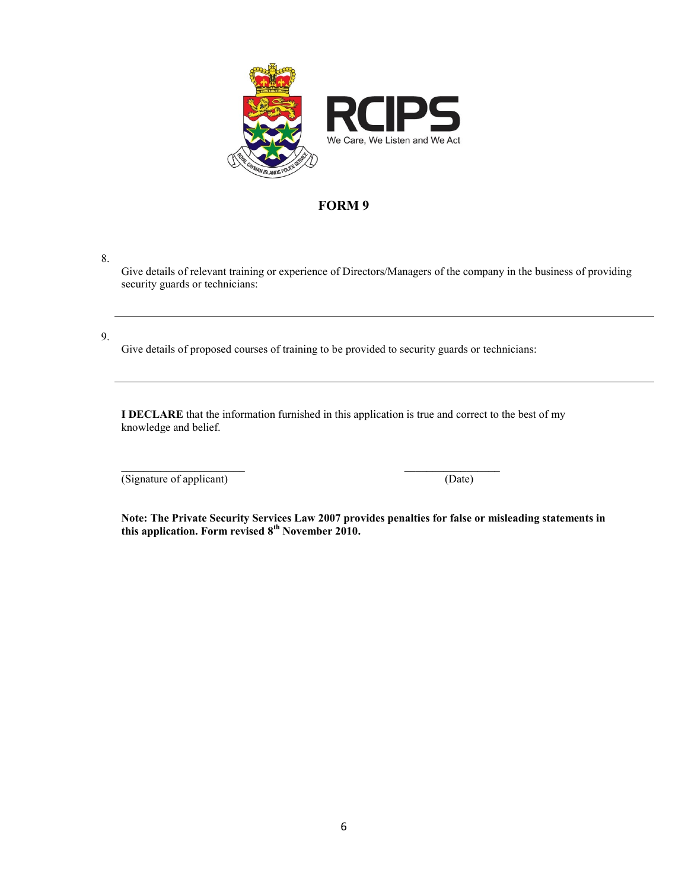RCIPS

We Care, We Listen and We Act

# FORM 9

8. Give details of relevant training or experience of Directors/Managers of the company in the business of providing security guards or technicians:

---

9. Give details of proposed courses of training to be provided to security guards or technicians:

---

**I DECLARE** that the information furnished in this application is true and correct to the best of my knowledge and belief.

______________________ ______________________

(Signature of applicant) (Date)

**Note: The Private Security Services Law 2007 provides penalties for false or misleading statements in this application. Form revised 8th November 2010.**